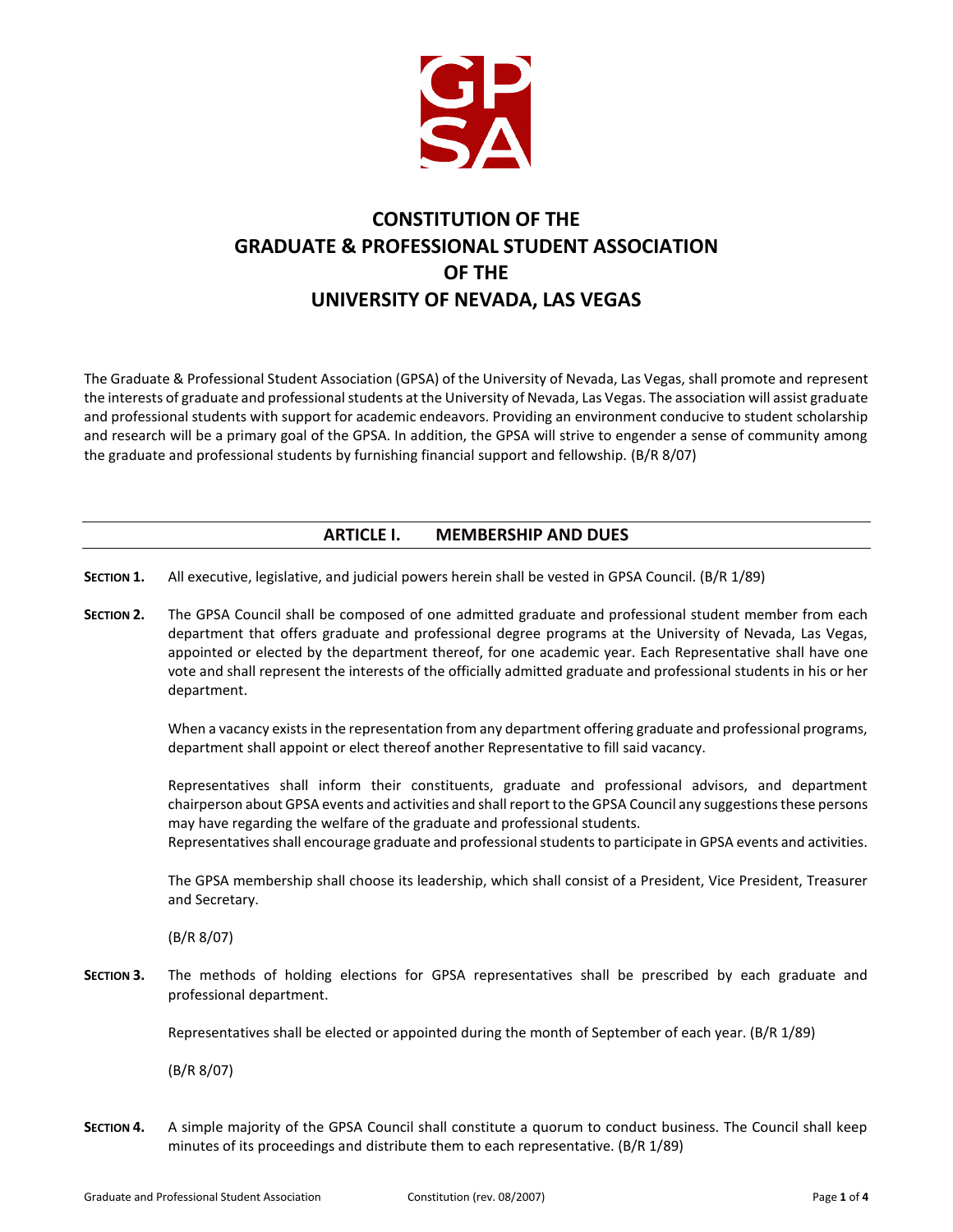# CONSTITUTION OF THE GRADUATE & PROFESSIONAL STUDENT ASSOCIATION OF THE UNIVERSITY OF NEVADA, LAS VEGAS

The Graduate & Professional Student Association (GPSA) of the University of Nevada, Las Vegas, shall promote and represent the interests of graduate and professional students at the University of Nevada, Las Vegas. The association will assist graduate and professional students with support for academic endeavors. Providing an environment conducive to student scholarship and research will be a primary goal of the GPSA. In addition, the GPSA will strive to engender a sense of community among the graduate and professional students by furnishing financial support and fellowship. (B/R 8/07)

## ARTICLE I. MEMBERSHIP AND DUES

**SECTION 1.** All executive, legislative, and judicial powers herein shall be vested in GPSA Council. (B/R 1/89)

**SECTION 2.** The GPSA Council shall be composed of one admitted graduate and professional student member from each department that offers graduate and professional degree programs at the University of Nevada, Las Vegas, appointed or elected by the department thereof, for one academic year. Each Representative shall have one vote and shall represent the interests of the officially admitted graduate and professional students in his or her department.

When a vacancy exists in the representation from any department offering graduate and professional programs, department shall appoint or elect thereof another Representative to fill said vacancy.

Representatives shall inform their constituents, graduate and professional advisors, and department chairperson about GPSA events and activities and shall report to the GPSA Council any suggestions these persons may have regarding the welfare of the graduate and professional students.
Representatives shall encourage graduate and professional students to participate in GPSA events and activities.

The GPSA membership shall choose its leadership, which shall consist of a President, Vice President, Treasurer and Secretary.

(B/R 8/07)

**SECTION 3.** The methods of holding elections for GPSA representatives shall be prescribed by each graduate and professional department.

Representatives shall be elected or appointed during the month of September of each year. (B/R 1/89)

(B/R 8/07)

**SECTION 4.** A simple majority of the GPSA Council shall constitute a quorum to conduct business. The Council shall keep minutes of its proceedings and distribute them to each representative. (B/R 1/89)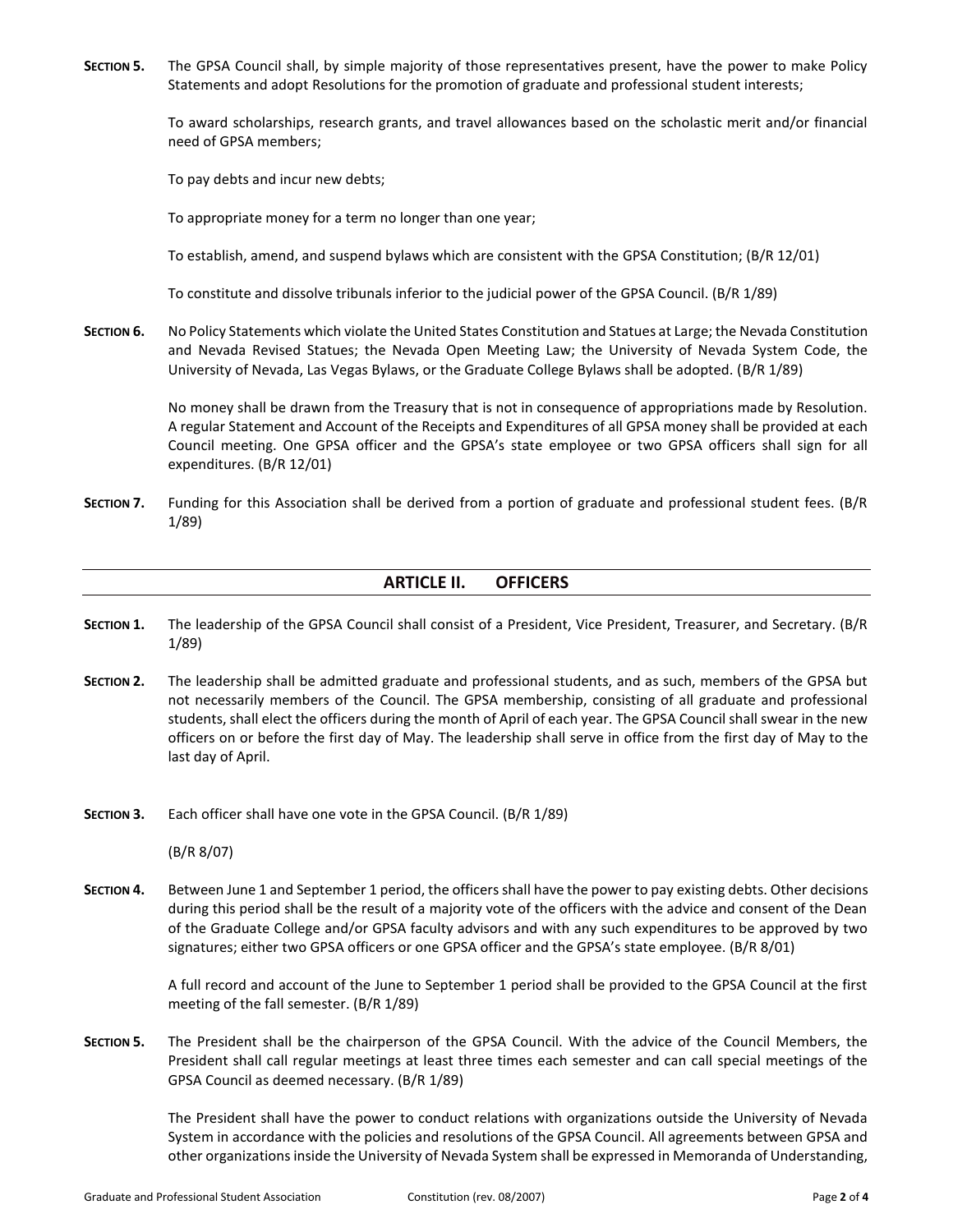**SECTION 5.** The GPSA Council shall, by simple majority of those representatives present, have the power to make Policy Statements and adopt Resolutions for the promotion of graduate and professional student interests;

To award scholarships, research grants, and travel allowances based on the scholastic merit and/or financial need of GPSA members;

To pay debts and incur new debts;

To appropriate money for a term no longer than one year;

To establish, amend, and suspend bylaws which are consistent with the GPSA Constitution; (B/R 12/01)

To constitute and dissolve tribunals inferior to the judicial power of the GPSA Council. (B/R 1/89)

**SECTION 6.** No Policy Statements which violate the United States Constitution and Statues at Large; the Nevada Constitution and Nevada Revised Statues; the Nevada Open Meeting Law; the University of Nevada System Code, the University of Nevada, Las Vegas Bylaws, or the Graduate College Bylaws shall be adopted. (B/R 1/89)

No money shall be drawn from the Treasury that is not in consequence of appropriations made by Resolution. A regular Statement and Account of the Receipts and Expenditures of all GPSA money shall be provided at each Council meeting. One GPSA officer and the GPSA's state employee or two GPSA officers shall sign for all expenditures. (B/R 12/01)

**SECTION 7.** Funding for this Association shall be derived from a portion of graduate and professional student fees. (B/R 1/89)

## ARTICLE II. OFFICERS

**SECTION 1.** The leadership of the GPSA Council shall consist of a President, Vice President, Treasurer, and Secretary. (B/R 1/89)

**SECTION 2.** The leadership shall be admitted graduate and professional students, and as such, members of the GPSA but not necessarily members of the Council. The GPSA membership, consisting of all graduate and professional students, shall elect the officers during the month of April of each year. The GPSA Council shall swear in the new officers on or before the first day of May. The leadership shall serve in office from the first day of May to the last day of April.

**SECTION 3.** Each officer shall have one vote in the GPSA Council. (B/R 1/89)

(B/R 8/07)

**SECTION 4.** Between June 1 and September 1 period, the officers shall have the power to pay existing debts. Other decisions during this period shall be the result of a majority vote of the officers with the advice and consent of the Dean of the Graduate College and/or GPSA faculty advisors and with any such expenditures to be approved by two signatures; either two GPSA officers or one GPSA officer and the GPSA's state employee. (B/R 8/01)

A full record and account of the June to September 1 period shall be provided to the GPSA Council at the first meeting of the fall semester. (B/R 1/89)

**SECTION 5.** The President shall be the chairperson of the GPSA Council. With the advice of the Council Members, the President shall call regular meetings at least three times each semester and can call special meetings of the GPSA Council as deemed necessary. (B/R 1/89)

The President shall have the power to conduct relations with organizations outside the University of Nevada System in accordance with the policies and resolutions of the GPSA Council. All agreements between GPSA and other organizations inside the University of Nevada System shall be expressed in Memoranda of Understanding,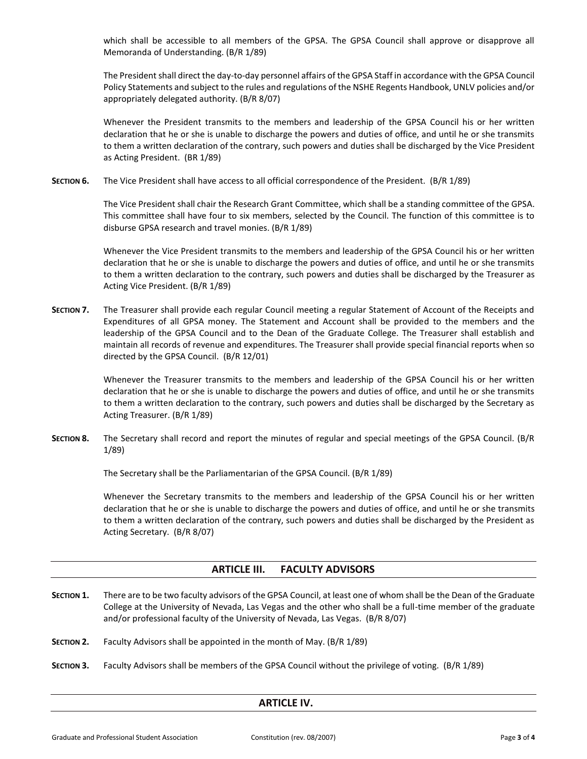which shall be accessible to all members of the GPSA. The GPSA Council shall approve or disapprove all Memoranda of Understanding. (B/R 1/89)

The President shall direct the day-to-day personnel affairs of the GPSA Staff in accordance with the GPSA Council Policy Statements and subject to the rules and regulations of the NSHE Regents Handbook, UNLV policies and/or appropriately delegated authority. (B/R 8/07)

Whenever the President transmits to the members and leadership of the GPSA Council his or her written declaration that he or she is unable to discharge the powers and duties of office, and until he or she transmits to them a written declaration of the contrary, such powers and duties shall be discharged by the Vice President as Acting President. (BR 1/89)

**SECTION 6.** The Vice President shall have access to all official correspondence of the President. (B/R 1/89)

The Vice President shall chair the Research Grant Committee, which shall be a standing committee of the GPSA. This committee shall have four to six members, selected by the Council. The function of this committee is to disburse GPSA research and travel monies. (B/R 1/89)

Whenever the Vice President transmits to the members and leadership of the GPSA Council his or her written declaration that he or she is unable to discharge the powers and duties of office, and until he or she transmits to them a written declaration to the contrary, such powers and duties shall be discharged by the Treasurer as Acting Vice President. (B/R 1/89)

**SECTION 7.** The Treasurer shall provide each regular Council meeting a regular Statement of Account of the Receipts and Expenditures of all GPSA money. The Statement and Account shall be provided to the members and the leadership of the GPSA Council and to the Dean of the Graduate College. The Treasurer shall establish and maintain all records of revenue and expenditures. The Treasurer shall provide special financial reports when so directed by the GPSA Council. (B/R 12/01)

Whenever the Treasurer transmits to the members and leadership of the GPSA Council his or her written declaration that he or she is unable to discharge the powers and duties of office, and until he or she transmits to them a written declaration to the contrary, such powers and duties shall be discharged by the Secretary as Acting Treasurer. (B/R 1/89)

**SECTION 8.** The Secretary shall record and report the minutes of regular and special meetings of the GPSA Council. (B/R 1/89)

The Secretary shall be the Parliamentarian of the GPSA Council. (B/R 1/89)

Whenever the Secretary transmits to the members and leadership of the GPSA Council his or her written declaration that he or she is unable to discharge the powers and duties of office, and until he or she transmits to them a written declaration of the contrary, such powers and duties shall be discharged by the President as Acting Secretary. (B/R 8/07)

## ARTICLE III. FACULTY ADVISORS

**SECTION 1.** There are to be two faculty advisors of the GPSA Council, at least one of whom shall be the Dean of the Graduate College at the University of Nevada, Las Vegas and the other who shall be a full-time member of the graduate and/or professional faculty of the University of Nevada, Las Vegas. (B/R 8/07)

**SECTION 2.** Faculty Advisors shall be appointed in the month of May. (B/R 1/89)

**SECTION 3.** Faculty Advisors shall be members of the GPSA Council without the privilege of voting. (B/R 1/89)

## ARTICLE IV.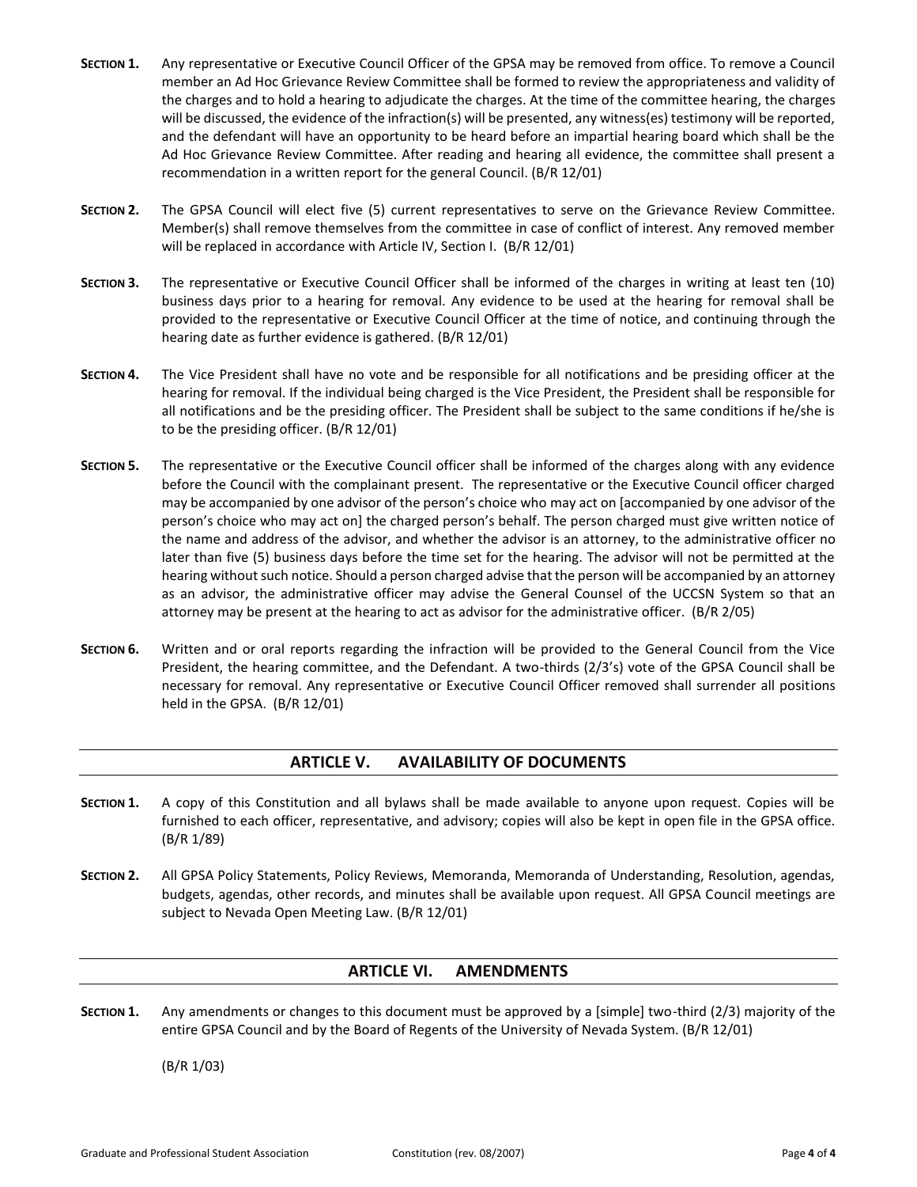**SECTION 1.** Any representative or Executive Council Officer of the GPSA may be removed from office. To remove a Council member an Ad Hoc Grievance Review Committee shall be formed to review the appropriateness and validity of the charges and to hold a hearing to adjudicate the charges. At the time of the committee hearing, the charges will be discussed, the evidence of the infraction(s) will be presented, any witness(es) testimony will be reported, and the defendant will have an opportunity to be heard before an impartial hearing board which shall be the Ad Hoc Grievance Review Committee. After reading and hearing all evidence, the committee shall present a recommendation in a written report for the general Council. (B/R 12/01)

**SECTION 2.** The GPSA Council will elect five (5) current representatives to serve on the Grievance Review Committee. Member(s) shall remove themselves from the committee in case of conflict of interest. Any removed member will be replaced in accordance with Article IV, Section I. (B/R 12/01)

**SECTION 3.** The representative or Executive Council Officer shall be informed of the charges in writing at least ten (10) business days prior to a hearing for removal. Any evidence to be used at the hearing for removal shall be provided to the representative or Executive Council Officer at the time of notice, and continuing through the hearing date as further evidence is gathered. (B/R 12/01)

**SECTION 4.** The Vice President shall have no vote and be responsible for all notifications and be presiding officer at the hearing for removal. If the individual being charged is the Vice President, the President shall be responsible for all notifications and be the presiding officer. The President shall be subject to the same conditions if he/she is to be the presiding officer. (B/R 12/01)

**SECTION 5.** The representative or the Executive Council officer shall be informed of the charges along with any evidence before the Council with the complainant present. The representative or the Executive Council officer charged may be accompanied by one advisor of the person's choice who may act on [accompanied by one advisor of the person's choice who may act on] the charged person's behalf. The person charged must give written notice of the name and address of the advisor, and whether the advisor is an attorney, to the administrative officer no later than five (5) business days before the time set for the hearing. The advisor will not be permitted at the hearing without such notice. Should a person charged advise that the person will be accompanied by an attorney as an advisor, the administrative officer may advise the General Counsel of the UCCSN System so that an attorney may be present at the hearing to act as advisor for the administrative officer. (B/R 2/05)

**SECTION 6.** Written and or oral reports regarding the infraction will be provided to the General Council from the Vice President, the hearing committee, and the Defendant. A two-thirds (2/3's) vote of the GPSA Council shall be necessary for removal. Any representative or Executive Council Officer removed shall surrender all positions held in the GPSA. (B/R 12/01)

## ARTICLE V. AVAILABILITY OF DOCUMENTS

**SECTION 1.** A copy of this Constitution and all bylaws shall be made available to anyone upon request. Copies will be furnished to each officer, representative, and advisory; copies will also be kept in open file in the GPSA office. (B/R 1/89)

**SECTION 2.** All GPSA Policy Statements, Policy Reviews, Memoranda, Memoranda of Understanding, Resolution, agendas, budgets, agendas, other records, and minutes shall be available upon request. All GPSA Council meetings are subject to Nevada Open Meeting Law. (B/R 12/01)

## ARTICLE VI. AMENDMENTS

**SECTION 1.** Any amendments or changes to this document must be approved by a [simple] two-third (2/3) majority of the entire GPSA Council and by the Board of Regents of the University of Nevada System. (B/R 12/01)

(B/R 1/03)